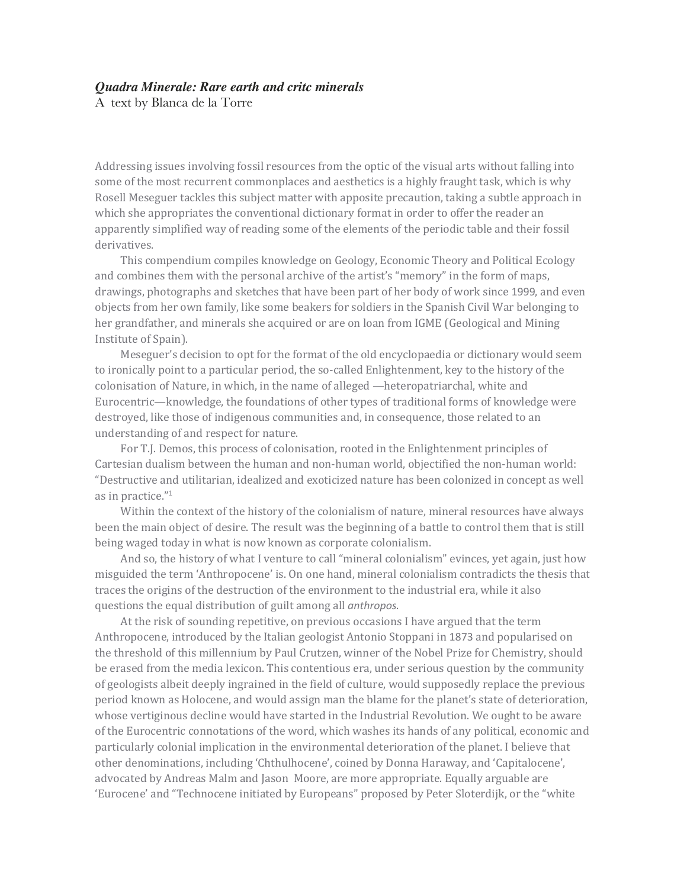***Quadra Minerale: Rare earth and critc minerals***

A text by Blanca de la Torre

Addressing issues involving fossil resources from the optic of the visual arts without falling into some of the most recurrent commonplaces and aesthetics is a highly fraught task, which is why Rosell Meseguer tackles this subject matter with apposite precaution, taking a subtle approach in which she appropriates the conventional dictionary format in order to offer the reader an apparently simplified way of reading some of the elements of the periodic table and their fossil derivatives.

This compendium compiles knowledge on Geology, Economic Theory and Political Ecology and combines them with the personal archive of the artist's "memory" in the form of maps, drawings, photographs and sketches that have been part of her body of work since 1999, and even objects from her own family, like some beakers for soldiers in the Spanish Civil War belonging to her grandfather, and minerals she acquired or are on loan from IGME (Geological and Mining Institute of Spain).

Meseguer's decision to opt for the format of the old encyclopaedia or dictionary would seem to ironically point to a particular period, the so-called Enlightenment, key to the history of the colonisation of Nature, in which, in the name of alleged —heteropatriarchal, white and Eurocentric—knowledge, the foundations of other types of traditional forms of knowledge were destroyed, like those of indigenous communities and, in consequence, those related to an understanding of and respect for nature.

For T.J. Demos, this process of colonisation, rooted in the Enlightenment principles of Cartesian dualism between the human and non-human world, objectified the non-human world: "Destructive and utilitarian, idealized and exoticized nature has been colonized in concept as well as in practice."[1]

Within the context of the history of the colonialism of nature, mineral resources have always been the main object of desire. The result was the beginning of a battle to control them that is still being waged today in what is now known as corporate colonialism.

And so, the history of what I venture to call "mineral colonialism" evinces, yet again, just how misguided the term 'Anthropocene' is. On one hand, mineral colonialism contradicts the thesis that traces the origins of the destruction of the environment to the industrial era, while it also questions the equal distribution of guilt among all *anthropos*.

At the risk of sounding repetitive, on previous occasions I have argued that the term Anthropocene, introduced by the Italian geologist Antonio Stoppani in 1873 and popularised on the threshold of this millennium by Paul Crutzen, winner of the Nobel Prize for Chemistry, should be erased from the media lexicon. This contentious era, under serious question by the community of geologists albeit deeply ingrained in the field of culture, would supposedly replace the previous period known as Holocene, and would assign man the blame for the planet's state of deterioration, whose vertiginous decline would have started in the Industrial Revolution. We ought to be aware of the Eurocentric connotations of the word, which washes its hands of any political, economic and particularly colonial implication in the environmental deterioration of the planet. I believe that other denominations, including 'Chthulhocene', coined by Donna Haraway, and 'Capitalocene', advocated by Andreas Malm and Jason Moore, are more appropriate. Equally arguable are 'Eurocene' and "Technocene initiated by Europeans" proposed by Peter Sloterdijk, or the "white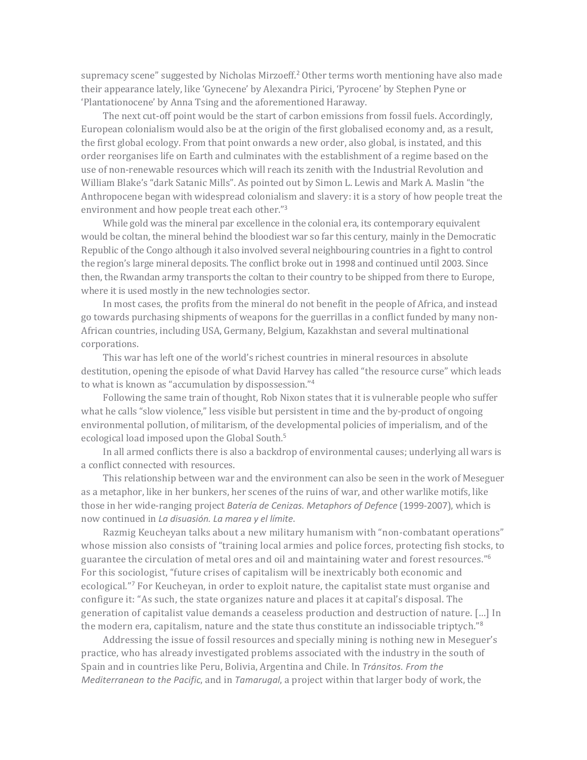supremacy scene" suggested by Nicholas Mirzoeff.[2] Other terms worth mentioning have also made their appearance lately, like 'Gynecene' by Alexandra Pirici, 'Pyrocene' by Stephen Pyne or 'Plantationocene' by Anna Tsing and the aforementioned Haraway.

The next cut-off point would be the start of carbon emissions from fossil fuels. Accordingly, European colonialism would also be at the origin of the first globalised economy and, as a result, the first global ecology. From that point onwards a new order, also global, is instated, and this order reorganises life on Earth and culminates with the establishment of a regime based on the use of non-renewable resources which will reach its zenith with the Industrial Revolution and William Blake's "dark Satanic Mills". As pointed out by Simon L. Lewis and Mark A. Maslin "the Anthropocene began with widespread colonialism and slavery: it is a story of how people treat the environment and how people treat each other."[3]

While gold was the mineral par excellence in the colonial era, its contemporary equivalent would be coltan, the mineral behind the bloodiest war so far this century, mainly in the Democratic Republic of the Congo although it also involved several neighbouring countries in a fight to control the region's large mineral deposits. The conflict broke out in 1998 and continued until 2003. Since then, the Rwandan army transports the coltan to their country to be shipped from there to Europe, where it is used mostly in the new technologies sector.

In most cases, the profits from the mineral do not benefit in the people of Africa, and instead go towards purchasing shipments of weapons for the guerrillas in a conflict funded by many non-African countries, including USA, Germany, Belgium, Kazakhstan and several multinational corporations.

This war has left one of the world's richest countries in mineral resources in absolute destitution, opening the episode of what David Harvey has called "the resource curse" which leads to what is known as "accumulation by dispossession."[4]

Following the same train of thought, Rob Nixon states that it is vulnerable people who suffer what he calls "slow violence," less visible but persistent in time and the by-product of ongoing environmental pollution, of militarism, of the developmental policies of imperialism, and of the ecological load imposed upon the Global South.[5]

In all armed conflicts there is also a backdrop of environmental causes; underlying all wars is a conflict connected with resources.

This relationship between war and the environment can also be seen in the work of Meseguer as a metaphor, like in her bunkers, her scenes of the ruins of war, and other warlike motifs, like those in her wide-ranging project *Batería de Cenizas. Metaphors of Defence* (1999-2007), which is now continued in *La disuasión. La marea y el límite*.

Razmig Keucheyan talks about a new military humanism with "non-combatant operations" whose mission also consists of "training local armies and police forces, protecting fish stocks, to guarantee the circulation of metal ores and oil and maintaining water and forest resources."[6] For this sociologist, "future crises of capitalism will be inextricably both economic and ecological."[7] For Keucheyan, in order to exploit nature, the capitalist state must organise and configure it: "As such, the state organizes nature and places it at capital's disposal. The generation of capitalist value demands a ceaseless production and destruction of nature. […] In the modern era, capitalism, nature and the state thus constitute an indissociable triptych."[8]

Addressing the issue of fossil resources and specially mining is nothing new in Meseguer's practice, who has already investigated problems associated with the industry in the south of Spain and in countries like Peru, Bolivia, Argentina and Chile. In *Tránsitos. From the Mediterranean to the Pacific*, and in *Tamarugal*, a project within that larger body of work, the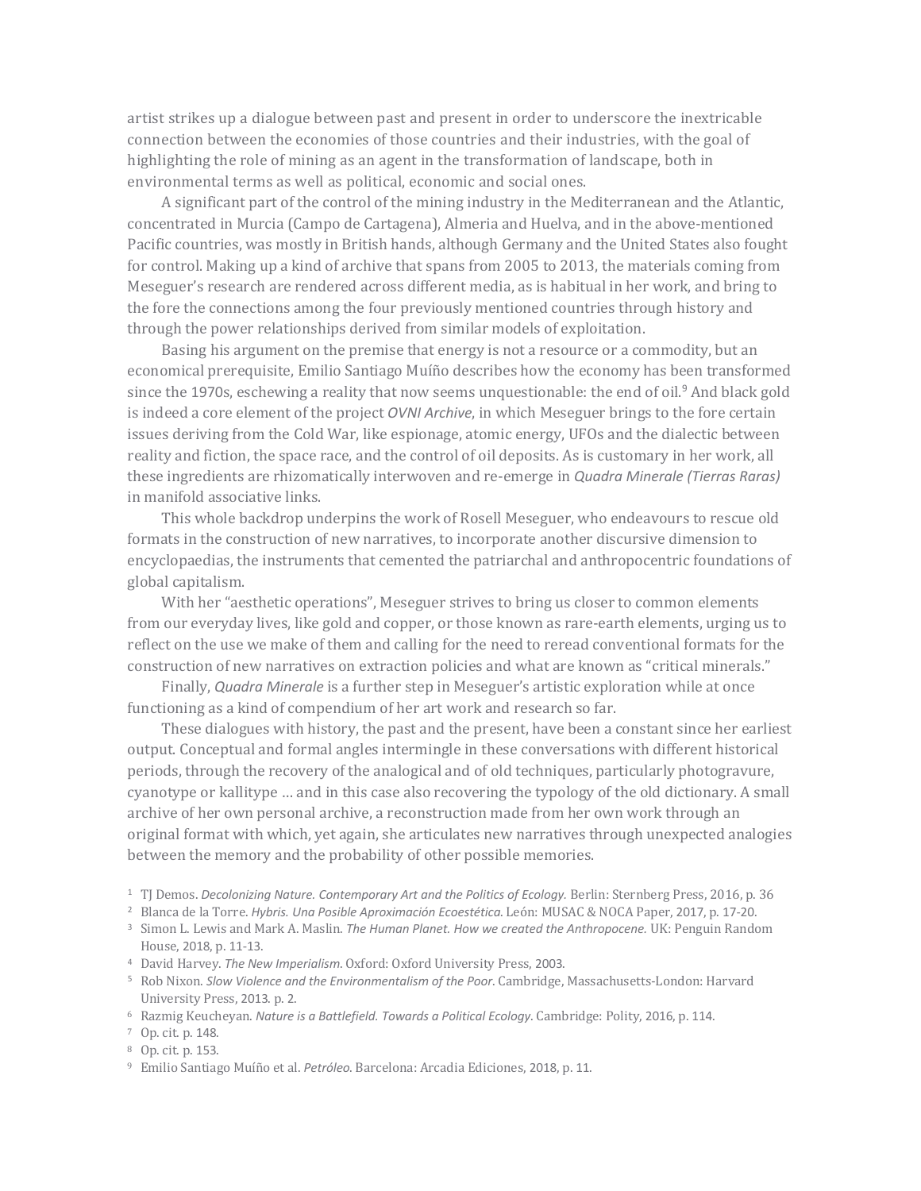artist strikes up a dialogue between past and present in order to underscore the inextricable connection between the economies of those countries and their industries, with the goal of highlighting the role of mining as an agent in the transformation of landscape, both in environmental terms as well as political, economic and social ones.

A significant part of the control of the mining industry in the Mediterranean and the Atlantic, concentrated in Murcia (Campo de Cartagena), Almeria and Huelva, and in the above-mentioned Pacific countries, was mostly in British hands, although Germany and the United States also fought for control. Making up a kind of archive that spans from 2005 to 2013, the materials coming from Meseguer's research are rendered across different media, as is habitual in her work, and bring to the fore the connections among the four previously mentioned countries through history and through the power relationships derived from similar models of exploitation.

Basing his argument on the premise that energy is not a resource or a commodity, but an economical prerequisite, Emilio Santiago Muíño describes how the economy has been transformed since the 1970s, eschewing a reality that now seems unquestionable: the end of oil.[9] And black gold is indeed a core element of the project *OVNI Archive*, in which Meseguer brings to the fore certain issues deriving from the Cold War, like espionage, atomic energy, UFOs and the dialectic between reality and fiction, the space race, and the control of oil deposits. As is customary in her work, all these ingredients are rhizomatically interwoven and re-emerge in *Quadra Minerale (Tierras Raras)* in manifold associative links.

This whole backdrop underpins the work of Rosell Meseguer, who endeavours to rescue old formats in the construction of new narratives, to incorporate another discursive dimension to encyclopaedias, the instruments that cemented the patriarchal and anthropocentric foundations of global capitalism.

With her "aesthetic operations", Meseguer strives to bring us closer to common elements from our everyday lives, like gold and copper, or those known as rare-earth elements, urging us to reflect on the use we make of them and calling for the need to reread conventional formats for the construction of new narratives on extraction policies and what are known as "critical minerals."

Finally, *Quadra Minerale* is a further step in Meseguer's artistic exploration while at once functioning as a kind of compendium of her art work and research so far.

These dialogues with history, the past and the present, have been a constant since her earliest output. Conceptual and formal angles intermingle in these conversations with different historical periods, through the recovery of the analogical and of old techniques, particularly photogravure, cyanotype or kallitype … and in this case also recovering the typology of the old dictionary. A small archive of her own personal archive, a reconstruction made from her own work through an original format with which, yet again, she articulates new narratives through unexpected analogies between the memory and the probability of other possible memories.

[1] TJ Demos. *Decolonizing Nature. Contemporary Art and the Politics of Ecology.* Berlin: Sternberg Press, 2016, p. 36

[2] Blanca de la Torre. *Hybris. Una Posible Aproximación Ecoestética.* León: MUSAC & NOCA Paper, 2017, p. 17-20.

[3] Simon L. Lewis and Mark A. Maslin. *The Human Planet. How we created the Anthropocene.* UK: Penguin Random House, 2018, p. 11-13.

[4] David Harvey. *The New Imperialism*. Oxford: Oxford University Press, 2003.

[5] Rob Nixon. *Slow Violence and the Environmentalism of the Poor*. Cambridge, Massachusetts-London: Harvard University Press, 2013. p. 2.

[6] Razmig Keucheyan. *Nature is a Battlefield. Towards a Political Ecology*. Cambridge: Polity, 2016, p. 114.

[7] Op. cit. p. 148.

[8] Op. cit. p. 153.

[9] Emilio Santiago Muíño et al. *Petróleo*. Barcelona: Arcadia Ediciones, 2018, p. 11.